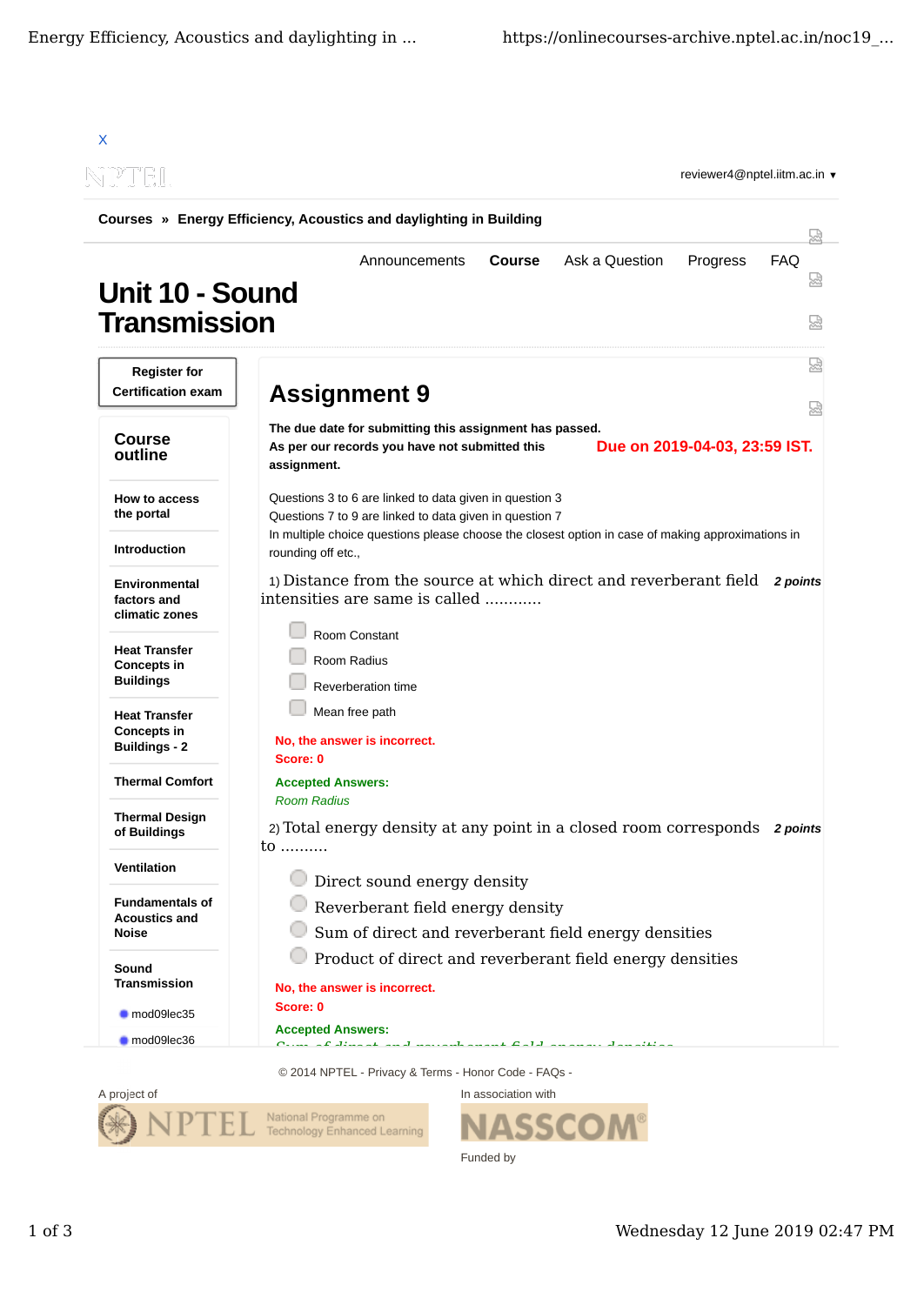X

reviewer4@nptel.iitm.ac.in ▾

**Courses » Energy Efficiency, Acoustics and daylighting in Building**

Announcements | **Course** | Ask a Question | Progress | FAQ

# Unit 10 - Sound Transmission

**Register for Certification exam**

## Course outline

- How to access the portal
- Introduction
- Environmental factors and climatic zones
- Heat Transfer Concepts in Buildings
- Heat Transfer Concepts in Buildings - 2
- Thermal Comfort
- Thermal Design of Buildings
- Ventilation
- Fundamentals of Acoustics and Noise
- Sound Transmission
  - mod09lec35
  - mod09lec36

# Assignment 9

**The due date for submitting this assignment has passed.**

**As per our records you have not submitted this assignment.**

**Due on 2019-04-03, 23:59 IST.**

Questions 3 to 6 are linked to data given in question 3
Questions 7 to 9 are linked to data given in question 7
In multiple choice questions please choose the closest option in case of making approximations in rounding off etc.,

1) Distance from the source at which direct and reverberant field intensities are same is called ............ ***2 points***

- Room Constant
- Room Radius
- Reverberation time
- Mean free path

**No, the answer is incorrect.**
**Score: 0**

**Accepted Answers:**
*Room Radius*

2) Total energy density at any point in a closed room corresponds to .......... ***2 points***

- Direct sound energy density
- Reverberant field energy density
- Sum of direct and reverberant field energy densities
- Product of direct and reverberant field energy densities

**No, the answer is incorrect.**
**Score: 0**

**Accepted Answers:**
*Sum of direct and reverberant field energy densities*

© 2014 NPTEL - Privacy & Terms - Honor Code - FAQs -

A project of NPTEL National Programme on Technology Enhanced Learning

In association with NASSCOM

Funded by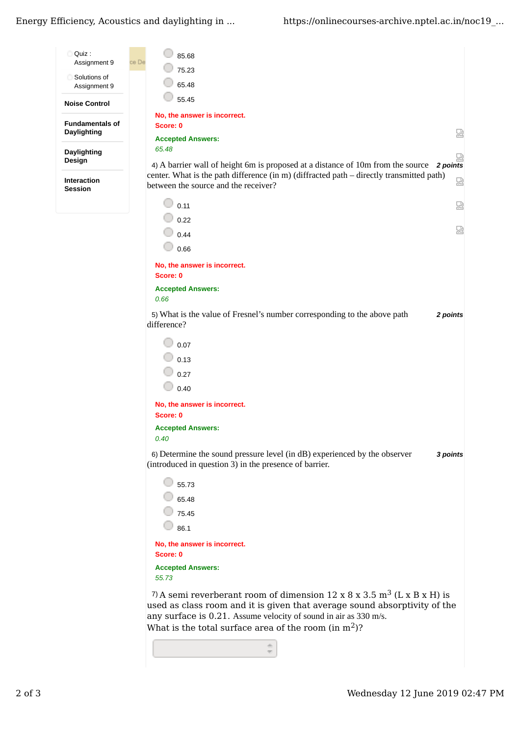- Quiz : Assignment 9
- Solutions of Assignment 9

**Noise Control**

**Fundamentals of Daylighting**

**Daylighting Design**

**Interaction Session**

- 85.68
- 75.23
- 65.48
- 55.45

**No, the answer is incorrect.**
**Score: 0**

**Accepted Answers:**
*65.48*

4) A barrier wall of height 6m is proposed at a distance of 10m from the source center. What is the path difference (in m) (diffracted path – directly transmitted path) between the source and the receiver? ***2 points***

- 0.11
- 0.22
- 0.44
- 0.66

**No, the answer is incorrect.**
**Score: 0**

**Accepted Answers:**
*0.66*

5) What is the value of Fresnel's number corresponding to the above path difference? ***2 points***

- 0.07
- 0.13
- 0.27
- 0.40

**No, the answer is incorrect.**
**Score: 0**

**Accepted Answers:**
*0.40*

6) Determine the sound pressure level (in dB) experienced by the observer (introduced in question 3) in the presence of barrier. ***3 points***

- 55.73
- 65.48
- 75.45
- 86.1

**No, the answer is incorrect.**
**Score: 0**

**Accepted Answers:**
*55.73*

7) A semi reverberant room of dimension 12 x 8 x 3.5 $m^3$ (L x B x H) is used as class room and it is given that average sound absorptivity of the any surface is 0.21. Assume velocity of sound in air as 330 m/s.
What is the total surface area of the room (in $m^2$)?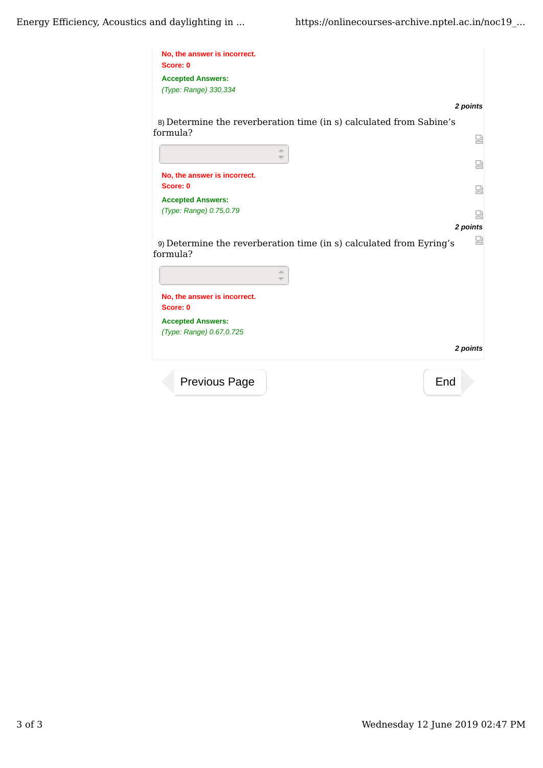No, the answer is incorrect.
Score: 0

Accepted Answers:
*(Type: Range) 330,334*

*2 points*

8) Determine the reverberation time (in s) calculated from Sabine's formula?

No, the answer is incorrect.
Score: 0

Accepted Answers:
*(Type: Range) 0.75,0.79*

*2 points*

9) Determine the reverberation time (in s) calculated from Eyring's formula?

No, the answer is incorrect.
Score: 0

Accepted Answers:
*(Type: Range) 0.67,0.725*

*2 points*

Previous Page

End